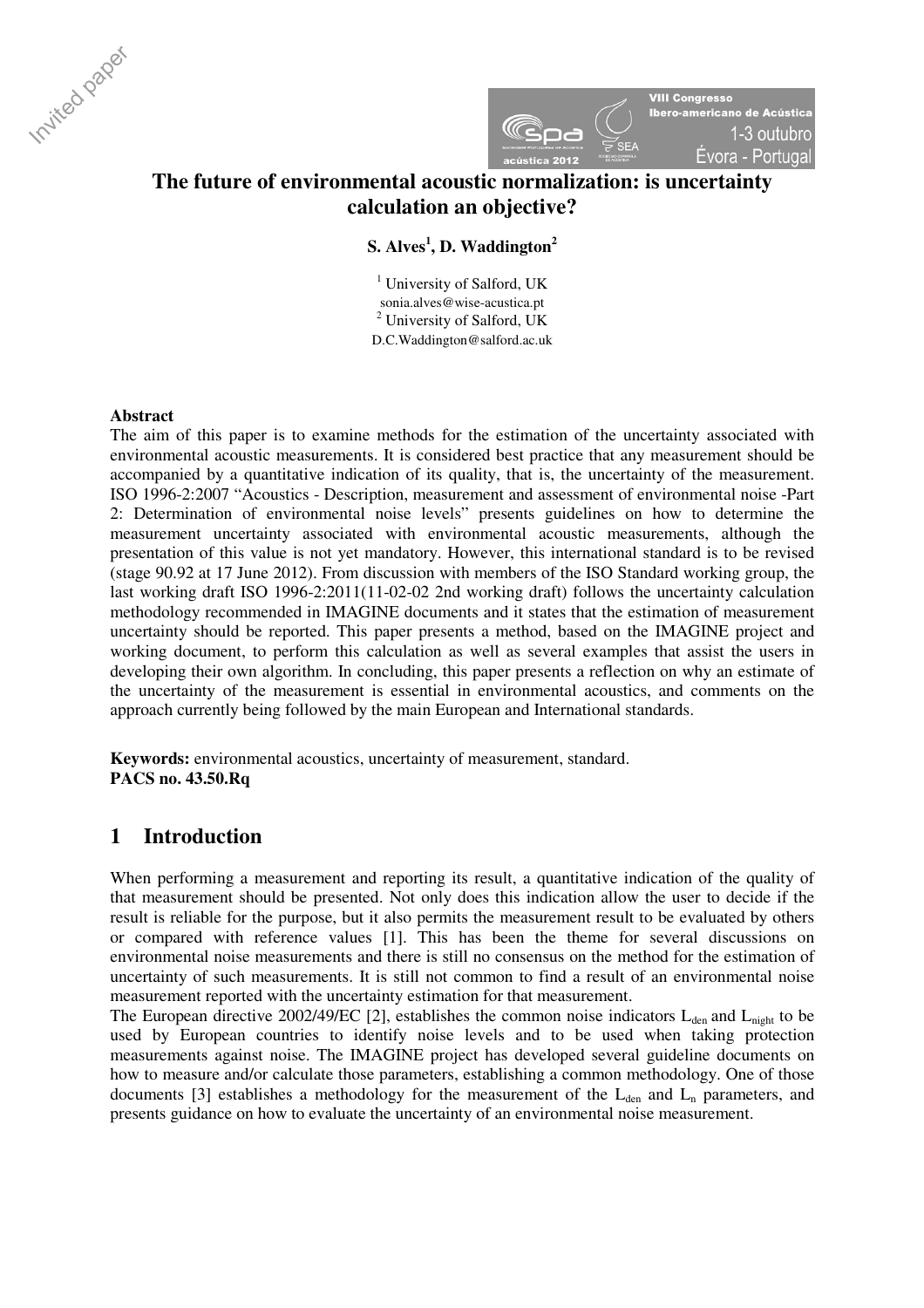# The future of environmental acoustic normalization: is uncertainty calculation an objective?

**S. Alves[1], D. Waddington[2]**

[1] University of Salford, UK
sonia.alves@wise-acustica.pt
[2] University of Salford, UK
D.C.Waddington@salford.ac.uk

**Abstract**

The aim of this paper is to examine methods for the estimation of the uncertainty associated with environmental acoustic measurements. It is considered best practice that any measurement should be accompanied by a quantitative indication of its quality, that is, the uncertainty of the measurement. ISO 1996-2:2007 "Acoustics - Description, measurement and assessment of environmental noise -Part 2: Determination of environmental noise levels" presents guidelines on how to determine the measurement uncertainty associated with environmental acoustic measurements, although the presentation of this value is not yet mandatory. However, this international standard is to be revised (stage 90.92 at 17 June 2012). From discussion with members of the ISO Standard working group, the last working draft ISO 1996-2:2011(11-02-02 2nd working draft) follows the uncertainty calculation methodology recommended in IMAGINE documents and it states that the estimation of measurement uncertainty should be reported. This paper presents a method, based on the IMAGINE project and working document, to perform this calculation as well as several examples that assist the users in developing their own algorithm. In concluding, this paper presents a reflection on why an estimate of the uncertainty of the measurement is essential in environmental acoustics, and comments on the approach currently being followed by the main European and International standards.

**Keywords:** environmental acoustics, uncertainty of measurement, standard.
**PACS no. 43.50.Rq**

## 1 Introduction

When performing a measurement and reporting its result, a quantitative indication of the quality of that measurement should be presented. Not only does this indication allow the user to decide if the result is reliable for the purpose, but it also permits the measurement result to be evaluated by others or compared with reference values [1]. This has been the theme for several discussions on environmental noise measurements and there is still no consensus on the method for the estimation of uncertainty of such measurements. It is still not common to find a result of an environmental noise measurement reported with the uncertainty estimation for that measurement.

The European directive 2002/49/EC [2], establishes the common noise indicators $L_{den}$ and $L_{night}$ to be used by European countries to identify noise levels and to be used when taking protection measurements against noise. The IMAGINE project has developed several guideline documents on how to measure and/or calculate those parameters, establishing a common methodology. One of those documents [3] establishes a methodology for the measurement of the $L_{den}$ and $L_n$ parameters, and presents guidance on how to evaluate the uncertainty of an environmental noise measurement.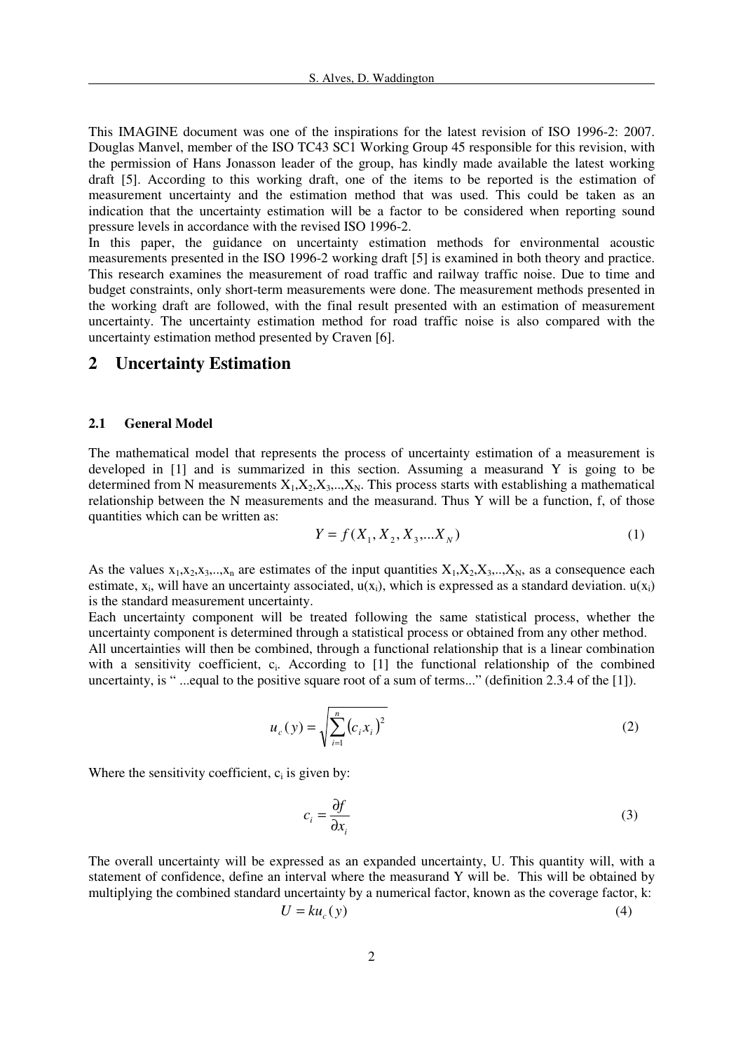This IMAGINE document was one of the inspirations for the latest revision of ISO 1996-2: 2007. Douglas Manvel, member of the ISO TC43 SC1 Working Group 45 responsible for this revision, with the permission of Hans Jonasson leader of the group, has kindly made available the latest working draft [5]. According to this working draft, one of the items to be reported is the estimation of measurement uncertainty and the estimation method that was used. This could be taken as an indication that the uncertainty estimation will be a factor to be considered when reporting sound pressure levels in accordance with the revised ISO 1996-2.

In this paper, the guidance on uncertainty estimation methods for environmental acoustic measurements presented in the ISO 1996-2 working draft [5] is examined in both theory and practice. This research examines the measurement of road traffic and railway traffic noise. Due to time and budget constraints, only short-term measurements were done. The measurement methods presented in the working draft are followed, with the final result presented with an estimation of measurement uncertainty. The uncertainty estimation method for road traffic noise is also compared with the uncertainty estimation method presented by Craven [6].

## 2 Uncertainty Estimation

### 2.1 General Model

The mathematical model that represents the process of uncertainty estimation of a measurement is developed in [1] and is summarized in this section. Assuming a measurand Y is going to be determined from N measurements $X_1,X_2,X_3,..,X_N$. This process starts with establishing a mathematical relationship between the N measurements and the measurand. Thus Y will be a function, f, of those quantities which can be written as:

$$Y = f(X_1, X_2, X_3, ...X_N) \tag{1}$$

As the values $x_1,x_2,x_3,..,x_n$ are estimates of the input quantities $X_1,X_2,X_3,..,X_N$, as a consequence each estimate, $x_i$, will have an uncertainty associated, $u(x_i)$, which is expressed as a standard deviation. $u(x_i)$ is the standard measurement uncertainty.

Each uncertainty component will be treated following the same statistical process, whether the uncertainty component is determined through a statistical process or obtained from any other method.

All uncertainties will then be combined, through a functional relationship that is a linear combination with a sensitivity coefficient, $c_i$. According to [1] the functional relationship of the combined uncertainty, is " ...equal to the positive square root of a sum of terms..." (definition 2.3.4 of the [1]).

$$u_c(y) = \sqrt{\sum_{i=1}^{n} (c_i x_i)^2} \tag{2}$$

Where the sensitivity coefficient, $c_i$ is given by:

$$c_i = \frac{\partial f}{\partial x_i} \tag{3}$$

The overall uncertainty will be expressed as an expanded uncertainty, U. This quantity will, with a statement of confidence, define an interval where the measurand Y will be. This will be obtained by multiplying the combined standard uncertainty by a numerical factor, known as the coverage factor, k:

$$U = k u_c(y) \tag{4}$$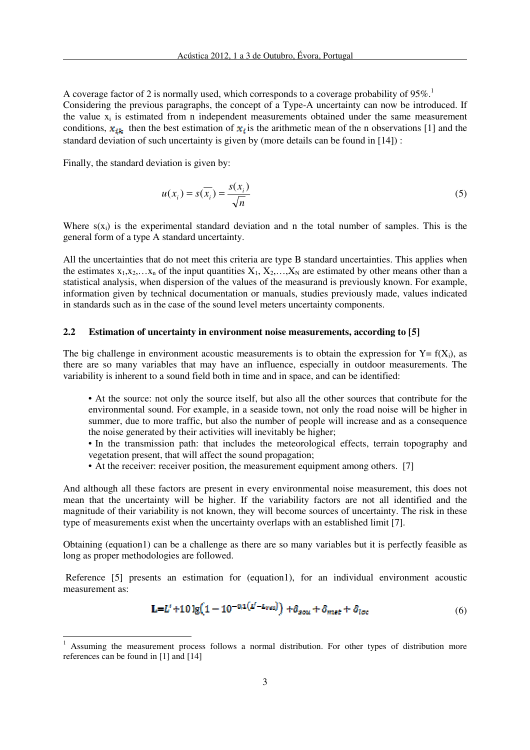A coverage factor of 2 is normally used, which corresponds to a coverage probability of 95%.[1]
Considering the previous paragraphs, the concept of a Type-A uncertainty can now be introduced. If the value $x_i$ is estimated from n independent measurements obtained under the same measurement conditions, $x_{ik}$ then the best estimation of $x_i$ is the arithmetic mean of the n observations [1] and the standard deviation of such uncertainty is given by (more details can be found in [14]) :

Finally, the standard deviation is given by:

$$u(x_i) = s(\overline{x_i}) = \frac{s(x_i)}{\sqrt{n}} \tag{5}$$

Where $s(x_i)$ is the experimental standard deviation and n the total number of samples. This is the general form of a type A standard uncertainty.

All the uncertainties that do not meet this criteria are type B standard uncertainties. This applies when the estimates $x_1, x_2, \ldots x_n$ of the input quantities $X_1, X_2, \ldots, X_N$ are estimated by other means other than a statistical analysis, when dispersion of the values of the measurand is previously known. For example, information given by technical documentation or manuals, studies previously made, values indicated in standards such as in the case of the sound level meters uncertainty components.

### 2.2 Estimation of uncertainty in environment noise measurements, according to [5]

The big challenge in environment acoustic measurements is to obtain the expression for $Y = f(X_i)$, as there are so many variables that may have an influence, especially in outdoor measurements. The variability is inherent to a sound field both in time and in space, and can be identified:

- At the source: not only the source itself, but also all the other sources that contribute for the environmental sound. For example, in a seaside town, not only the road noise will be higher in summer, due to more traffic, but also the number of people will increase and as a consequence the noise generated by their activities will inevitably be higher;
- In the transmission path: that includes the meteorological effects, terrain topography and vegetation present, that will affect the sound propagation;
- At the receiver: receiver position, the measurement equipment among others. [7]

And although all these factors are present in every environmental noise measurement, this does not mean that the uncertainty will be higher. If the variability factors are not all identified and the magnitude of their variability is not known, they will become sources of uncertainty. The risk in these type of measurements exist when the uncertainty overlaps with an established limit [7].

Obtaining (equation1) can be a challenge as there are so many variables but it is perfectly feasible as long as proper methodologies are followed.

Reference [5] presents an estimation for (equation1), for an individual environment acoustic measurement as:

$$L = L' + 10\lg\left(1 - 10^{-0.1(L' - L_{res})}\right) + \delta_{sou} + \delta_{met} + \delta_{loc} \tag{6}$$

[1] Assuming the measurement process follows a normal distribution. For other types of distribution more references can be found in [1] and [14]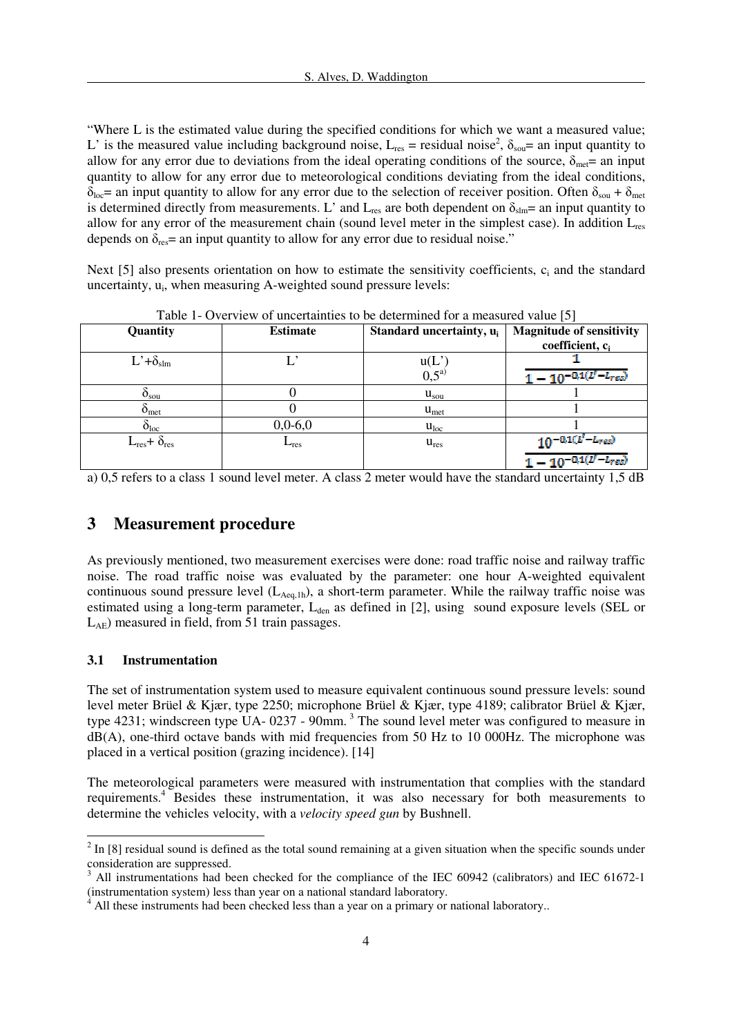"Where L is the estimated value during the specified conditions for which we want a measured value; L' is the measured value including background noise, $L_{res}$ = residual noise[2], $\delta_{sou}$= an input quantity to allow for any error due to deviations from the ideal operating conditions of the source, $\delta_{met}$= an input quantity to allow for any error due to meteorological conditions deviating from the ideal conditions, $\delta_{loc}$= an input quantity to allow for any error due to the selection of receiver position. Often $\delta_{sou} + \delta_{met}$ is determined directly from measurements. L' and $L_{res}$ are both dependent on $\delta_{slm}$= an input quantity to allow for any error of the measurement chain (sound level meter in the simplest case). In addition $L_{res}$ depends on $\delta_{res}$= an input quantity to allow for any error due to residual noise."

Next [5] also presents orientation on how to estimate the sensitivity coefficients, $c_i$ and the standard uncertainty, $u_i$, when measuring A-weighted sound pressure levels:

Table 1- Overview of uncertainties to be determined for a measured value [5]

| Quantity | Estimate | Standard uncertainty, $u_i$ | Magnitude of sensitivity coefficient, $c_i$ |
|---|---|---|---|
| $L' + \delta_{slm}$ | L' | u(L') <br> 0,5[a)] | $\dfrac{1}{1-10^{-0.1(L'-L_{res})}}$ |
| $\delta_{sou}$ | 0 | $u_{sou}$ | 1 |
| $\delta_{met}$ | 0 | $u_{met}$ | 1 |
| $\delta_{loc}$ | 0,0-6,0 | $u_{loc}$ | 1 |
| $L_{res} + \delta_{res}$ | $L_{res}$ | $u_{res}$ | $\dfrac{10^{-0.1(L'-L_{res})}}{1-10^{-0.1(L'-L_{res})}}$ |

a) 0,5 refers to a class 1 sound level meter. A class 2 meter would have the standard uncertainty 1,5 dB

# 3 Measurement procedure

As previously mentioned, two measurement exercises were done: road traffic noise and railway traffic noise. The road traffic noise was evaluated by the parameter: one hour A-weighted equivalent continuous sound pressure level ($L_{Aeq,1h}$), a short-term parameter. While the railway traffic noise was estimated using a long-term parameter, $L_{den}$ as defined in [2], using sound exposure levels (SEL or $L_{AE}$) measured in field, from 51 train passages.

## 3.1 Instrumentation

The set of instrumentation system used to measure equivalent continuous sound pressure levels: sound level meter Brüel & Kjær, type 2250; microphone Brüel & Kjær, type 4189; calibrator Brüel & Kjær, type 4231; windscreen type UA- 0237 - 90mm. [3] The sound level meter was configured to measure in dB(A), one-third octave bands with mid frequencies from 50 Hz to 10 000Hz. The microphone was placed in a vertical position (grazing incidence). [14]

The meteorological parameters were measured with instrumentation that complies with the standard requirements.[4] Besides these instrumentation, it was also necessary for both measurements to determine the vehicles velocity, with a *velocity speed gun* by Bushnell.

---

[2] In [8] residual sound is defined as the total sound remaining at a given situation when the specific sounds under consideration are suppressed.

[3] All instrumentations had been checked for the compliance of the IEC 60942 (calibrators) and IEC 61672-1 (instrumentation system) less than year on a national standard laboratory.

[4] All these instruments had been checked less than a year on a primary or national laboratory..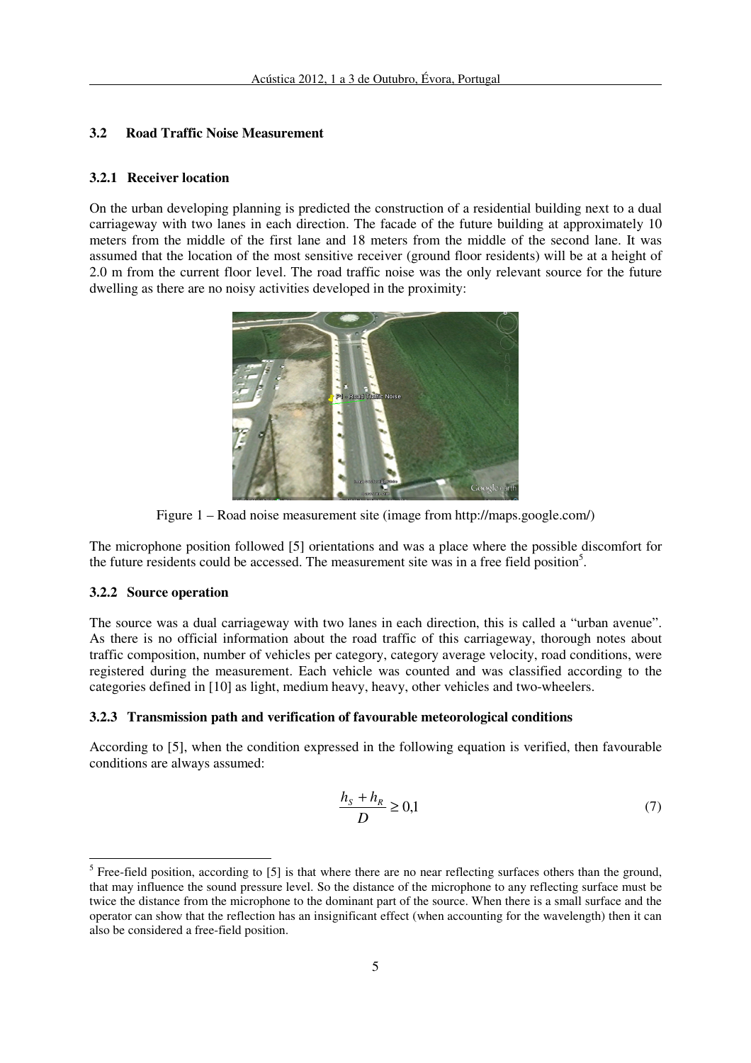### 3.2 Road Traffic Noise Measurement

#### 3.2.1 Receiver location

On the urban developing planning is predicted the construction of a residential building next to a dual carriageway with two lanes in each direction. The facade of the future building at approximately 10 meters from the middle of the first lane and 18 meters from the middle of the second lane. It was assumed that the location of the most sensitive receiver (ground floor residents) will be at a height of 2.0 m from the current floor level. The road traffic noise was the only relevant source for the future dwelling as there are no noisy activities developed in the proximity:

Figure 1 – Road noise measurement site (image from http://maps.google.com/)

The microphone position followed [5] orientations and was a place where the possible discomfort for the future residents could be accessed. The measurement site was in a free field position[5].

#### 3.2.2 Source operation

The source was a dual carriageway with two lanes in each direction, this is called a "urban avenue". As there is no official information about the road traffic of this carriageway, thorough notes about traffic composition, number of vehicles per category, category average velocity, road conditions, were registered during the measurement. Each vehicle was counted and was classified according to the categories defined in [10] as light, medium heavy, heavy, other vehicles and two-wheelers.

#### 3.2.3 Transmission path and verification of favourable meteorological conditions

According to [5], when the condition expressed in the following equation is verified, then favourable conditions are always assumed:

$$\frac{h_S + h_R}{D} \geq 0{,}1 \tag{7}$$

[5] Free-field position, according to [5] is that where there are no near reflecting surfaces others than the ground, that may influence the sound pressure level. So the distance of the microphone to any reflecting surface must be twice the distance from the microphone to the dominant part of the source. When there is a small surface and the operator can show that the reflection has an insignificant effect (when accounting for the wavelength) then it can also be considered a free-field position.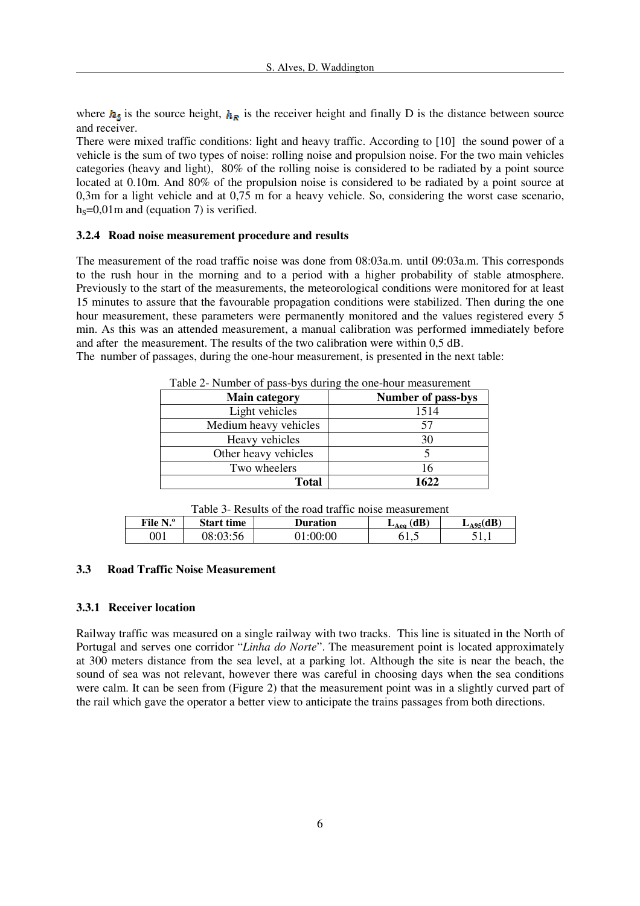where $h_S$ is the source height, $h_R$ is the receiver height and finally D is the distance between source and receiver.

There were mixed traffic conditions: light and heavy traffic. According to [10] the sound power of a vehicle is the sum of two types of noise: rolling noise and propulsion noise. For the two main vehicles categories (heavy and light), 80% of the rolling noise is considered to be radiated by a point source located at 0.10m. And 80% of the propulsion noise is considered to be radiated by a point source at 0,3m for a light vehicle and at 0,75 m for a heavy vehicle. So, considering the worst case scenario, $h_S$=0,01m and (equation 7) is verified.

### 3.2.4 Road noise measurement procedure and results

The measurement of the road traffic noise was done from 08:03a.m. until 09:03a.m. This corresponds to the rush hour in the morning and to a period with a higher probability of stable atmosphere. Previously to the start of the measurements, the meteorological conditions were monitored for at least 15 minutes to assure that the favourable propagation conditions were stabilized. Then during the one hour measurement, these parameters were permanently monitored and the values registered every 5 min. As this was an attended measurement, a manual calibration was performed immediately before and after the measurement. The results of the two calibration were within 0,5 dB.

The number of passages, during the one-hour measurement, is presented in the next table:

Table 2- Number of pass-bys during the one-hour measurement

| Main category | Number of pass-bys |
|---|---|
| Light vehicles | 1514 |
| Medium heavy vehicles | 57 |
| Heavy vehicles | 30 |
| Other heavy vehicles | 5 |
| Two wheelers | 16 |
| **Total** | **1622** |

Table 3- Results of the road traffic noise measurement

| File N.º | Start time | Duration | $L_{Aeq}$ (dB) | $L_{A95}$(dB) |
|---|---|---|---|---|
| 001 | 08:03:56 | 01:00:00 | 61,5 | 51,1 |

## 3.3 Road Traffic Noise Measurement

### 3.3.1 Receiver location

Railway traffic was measured on a single railway with two tracks. This line is situated in the North of Portugal and serves one corridor "*Linha do Norte*". The measurement point is located approximately at 300 meters distance from the sea level, at a parking lot. Although the site is near the beach, the sound of sea was not relevant, however there was careful in choosing days when the sea conditions were calm. It can be seen from (Figure 2) that the measurement point was in a slightly curved part of the rail which gave the operator a better view to anticipate the trains passages from both directions.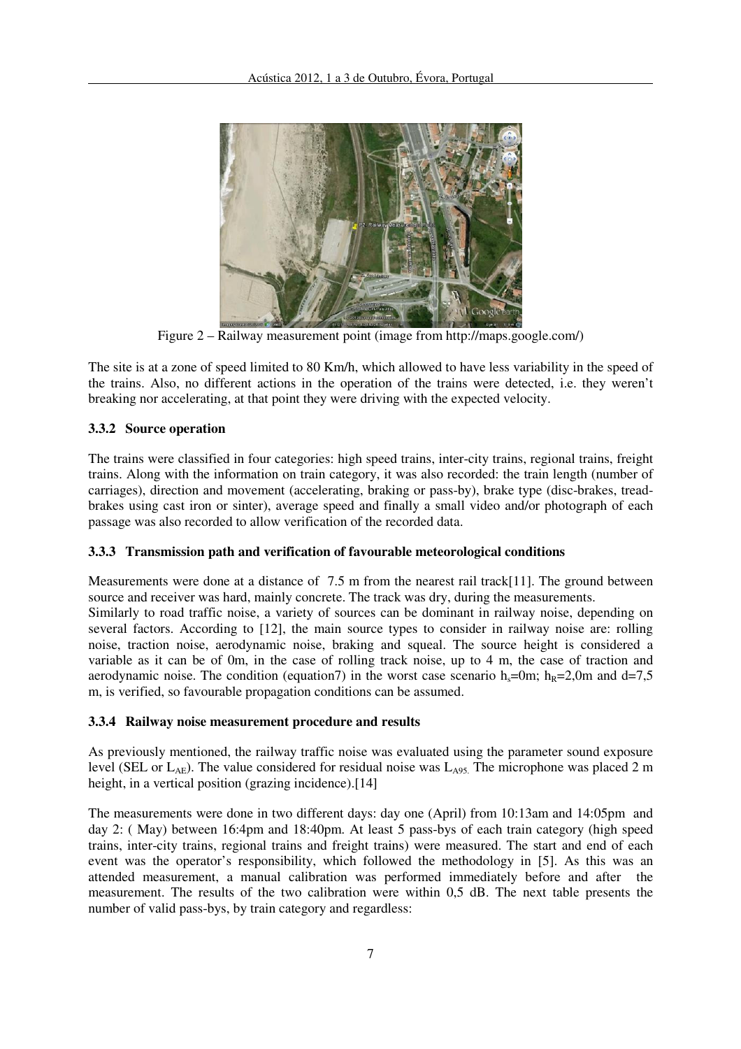Figure 2 – Railway measurement point (image from http://maps.google.com/)

The site is at a zone of speed limited to 80 Km/h, which allowed to have less variability in the speed of the trains. Also, no different actions in the operation of the trains were detected, i.e. they weren't breaking nor accelerating, at that point they were driving with the expected velocity.

### 3.3.2 Source operation

The trains were classified in four categories: high speed trains, inter-city trains, regional trains, freight trains. Along with the information on train category, it was also recorded: the train length (number of carriages), direction and movement (accelerating, braking or pass-by), brake type (disc-brakes, tread-brakes using cast iron or sinter), average speed and finally a small video and/or photograph of each passage was also recorded to allow verification of the recorded data.

### 3.3.3 Transmission path and verification of favourable meteorological conditions

Measurements were done at a distance of 7.5 m from the nearest rail track[11]. The ground between source and receiver was hard, mainly concrete. The track was dry, during the measurements.
Similarly to road traffic noise, a variety of sources can be dominant in railway noise, depending on several factors. According to [12], the main source types to consider in railway noise are: rolling noise, traction noise, aerodynamic noise, braking and squeal. The source height is considered a variable as it can be of 0m, in the case of rolling track noise, up to 4 m, the case of traction and aerodynamic noise. The condition (equation7) in the worst case scenario $h_s$=0m; $h_R$=2,0m and d=7,5 m, is verified, so favourable propagation conditions can be assumed.

### 3.3.4 Railway noise measurement procedure and results

As previously mentioned, the railway traffic noise was evaluated using the parameter sound exposure level (SEL or $L_{AE}$). The value considered for residual noise was $L_{A95}$. The microphone was placed 2 m height, in a vertical position (grazing incidence).[14]

The measurements were done in two different days: day one (April) from 10:13am and 14:05pm and day 2: ( May) between 16:4pm and 18:40pm. At least 5 pass-bys of each train category (high speed trains, inter-city trains, regional trains and freight trains) were measured. The start and end of each event was the operator's responsibility, which followed the methodology in [5]. As this was an attended measurement, a manual calibration was performed immediately before and after the measurement. The results of the two calibration were within 0,5 dB. The next table presents the number of valid pass-bys, by train category and regardless: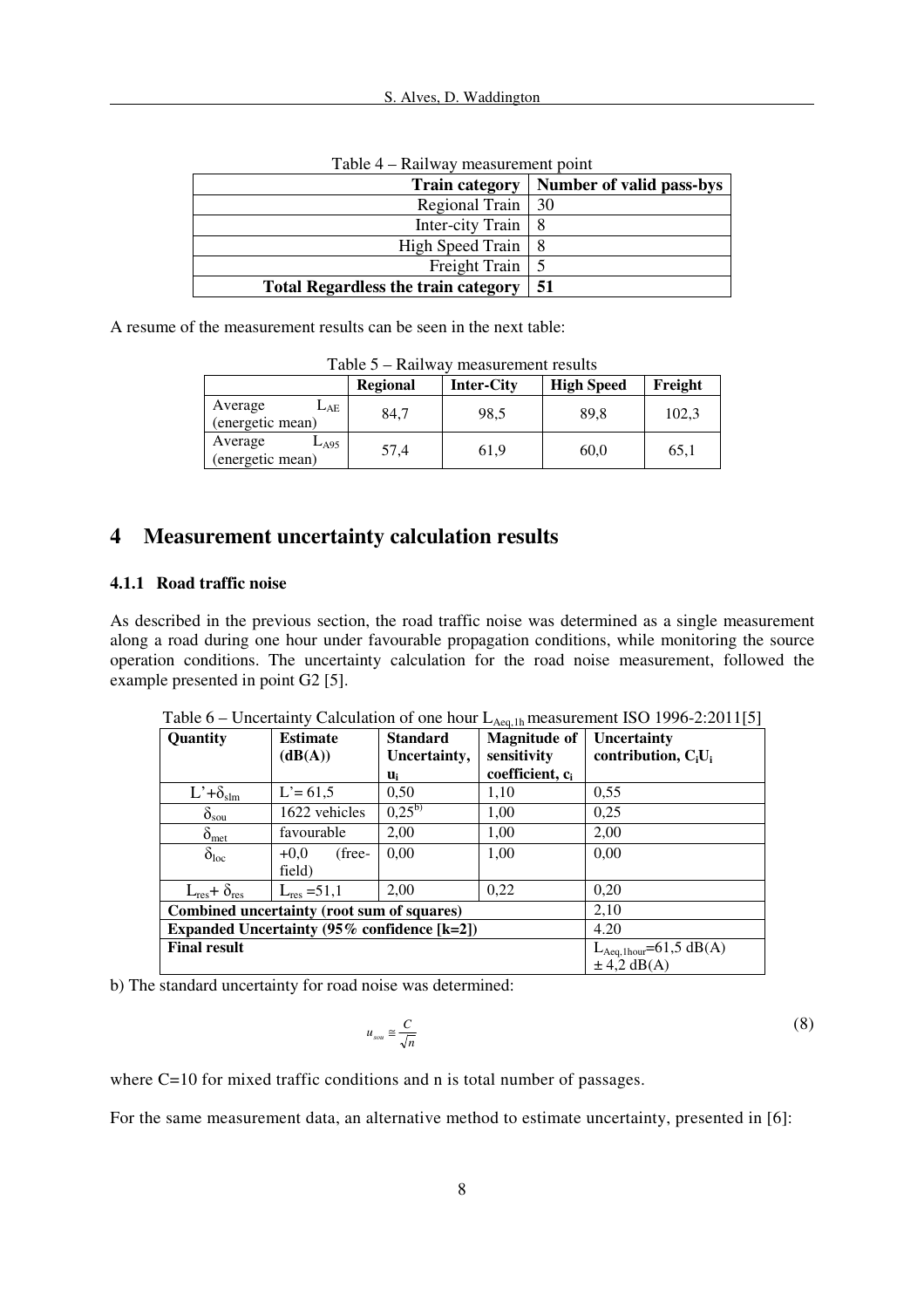Table 4 – Railway measurement point

| Train category | Number of valid pass-bys |
|---:|---|
| Regional Train | 30 |
| Inter-city Train | 8 |
| High Speed Train | 8 |
| Freight Train | 5 |
| **Total Regardless the train category** | **51** |

A resume of the measurement results can be seen in the next table:

Table 5 – Railway measurement results

| | **Regional** | **Inter-City** | **High Speed** | **Freight** |
|---|---|---|---|---|
| Average $L_{AE}$ (energetic mean) | 84,7 | 98,5 | 89,8 | 102,3 |
| Average $L_{A95}$ (energetic mean) | 57,4 | 61,9 | 60,0 | 65,1 |

# 4 Measurement uncertainty calculation results

### 4.1.1 Road traffic noise

As described in the previous section, the road traffic noise was determined as a single measurement along a road during one hour under favourable propagation conditions, while monitoring the source operation conditions. The uncertainty calculation for the road noise measurement, followed the example presented in point G2 [5].

Table 6 – Uncertainty Calculation of one hour $L_{Aeq,1h}$ measurement ISO 1996-2:2011[5]

| **Quantity** | **Estimate (dB(A))** | **Standard Uncertainty, $u_i$** | **Magnitude of sensitivity coefficient, $c_i$** | **Uncertainty contribution, $C_iU_i$** |
|---|---|---|---|---|
| $L'+\delta_{slm}$ | L'= 61,5 | 0,50 | 1,10 | 0,55 |
| $\delta_{sou}$ | 1622 vehicles | 0,25[b)] | 1,00 | 0,25 |
| $\delta_{met}$ | favourable | 2,00 | 1,00 | 2,00 |
| $\delta_{loc}$ | +0,0 (free-field) | 0,00 | 1,00 | 0,00 |
| $L_{res}+\delta_{res}$ | $L_{res}$ =51,1 | 2,00 | 0,22 | 0,20 |
| **Combined uncertainty (root sum of squares)** | | | | 2,10 |
| **Expanded Uncertainty (95% confidence [k=2])** | | | | 4.20 |
| **Final result** | | | | $L_{Aeq,1hour}$=61,5 dB(A) ± 4,2 dB(A) |

b) The standard uncertainty for road noise was determined:

$$u_{sou} \cong \frac{C}{\sqrt{n}} \tag{8}$$

where C=10 for mixed traffic conditions and n is total number of passages.

For the same measurement data, an alternative method to estimate uncertainty, presented in [6]: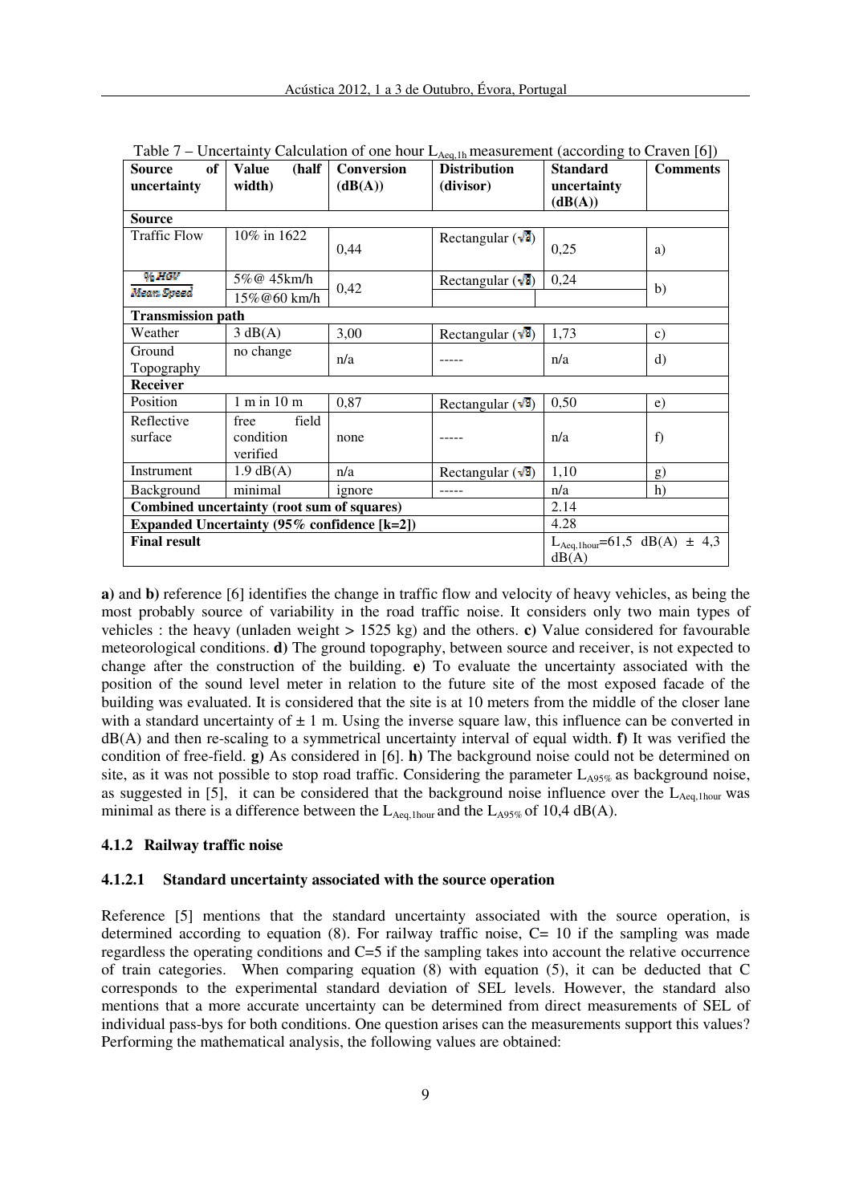Table 7 – Uncertainty Calculation of one hour $L_{Aeq,1h}$ measurement (according to Craven [6])

| Source of uncertainty | Value (half width) | Conversion (dB(A)) | Distribution (divisor) | Standard uncertainty (dB(A)) | Comments |
|---|---|---|---|---|---|
| **Source** | | | | | |
| Traffic Flow | 10% in 1622 | 0,44 | Rectangular ($\sqrt{3}$) | 0,25 | a) |
| % HGV | 5%@ 45km/h | 0,42 | Rectangular ($\sqrt{3}$) | 0,24 | b) |
| Mean Speed | 15%@60 km/h | | | | |
| **Transmission path** | | | | | |
| Weather | 3 dB(A) | 3,00 | Rectangular ($\sqrt{3}$) | 1,73 | c) |
| Ground Topography | no change | n/a | ----- | n/a | d) |
| **Receiver** | | | | | |
| Position | 1 m in 10 m | 0,87 | Rectangular ($\sqrt{3}$) | 0,50 | e) |
| Reflective surface | free field condition verified | none | ----- | n/a | f) |
| Instrument | 1.9 dB(A) | n/a | Rectangular ($\sqrt{3}$) | 1,10 | g) |
| Background | minimal | ignore | ----- | n/a | h) |
| **Combined uncertainty (root sum of squares)** | | | | 2.14 | |
| **Expanded Uncertainty (95% confidence [k=2])** | | | | 4.28 | |
| **Final result** | | | | $L_{Aeq,1hour}$=61,5 dB(A) ± 4,3 dB(A) | |

**a)** and **b)** reference [6] identifies the change in traffic flow and velocity of heavy vehicles, as being the most probably source of variability in the road traffic noise. It considers only two main types of vehicles : the heavy (unladen weight > 1525 kg) and the others. **c)** Value considered for favourable meteorological conditions. **d)** The ground topography, between source and receiver, is not expected to change after the construction of the building. **e)** To evaluate the uncertainty associated with the position of the sound level meter in relation to the future site of the most exposed facade of the building was evaluated. It is considered that the site is at 10 meters from the middle of the closer lane with a standard uncertainty of ± 1 m. Using the inverse square law, this influence can be converted in dB(A) and then re-scaling to a symmetrical uncertainty interval of equal width. **f)** It was verified the condition of free-field. **g)** As considered in [6]. **h)** The background noise could not be determined on site, as it was not possible to stop road traffic. Considering the parameter $L_{A95\%}$ as background noise, as suggested in [5], it can be considered that the background noise influence over the $L_{Aeq,1hour}$ was minimal as there is a difference between the $L_{Aeq,1hour}$ and the $L_{A95\%}$ of 10,4 dB(A).

### 4.1.2 Railway traffic noise

#### 4.1.2.1 Standard uncertainty associated with the source operation

Reference [5] mentions that the standard uncertainty associated with the source operation, is determined according to equation (8). For railway traffic noise, C= 10 if the sampling was made regardless the operating conditions and C=5 if the sampling takes into account the relative occurrence of train categories. When comparing equation (8) with equation (5), it can be deducted that C corresponds to the experimental standard deviation of SEL levels. However, the standard also mentions that a more accurate uncertainty can be determined from direct measurements of SEL of individual pass-bys for both conditions. One question arises can the measurements support this values? Performing the mathematical analysis, the following values are obtained: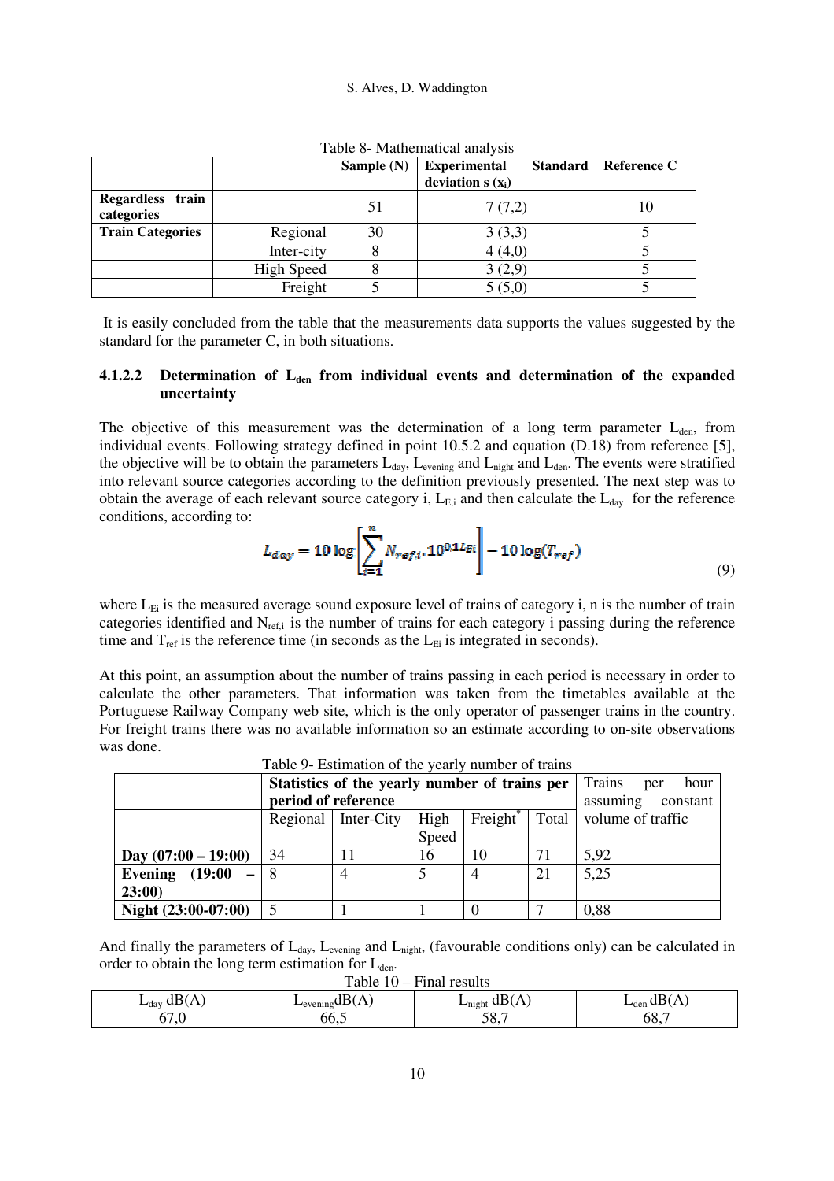Table 8- Mathematical analysis

| | | Sample (N) | Experimental Standard deviation s ($x_i$) | Reference C |
|---|---|---|---|---|
| **Regardless train categories** | | 51 | 7 (7,2) | 10 |
| **Train Categories** | Regional | 30 | 3 (3,3) | 5 |
| | Inter-city | 8 | 4 (4,0) | 5 |
| | High Speed | 8 | 3 (2,9) | 5 |
| | Freight | 5 | 5 (5,0) | 5 |

It is easily concluded from the table that the measurements data supports the values suggested by the standard for the parameter C, in both situations.

#### 4.1.2.2 Determination of $L_{den}$ from individual events and determination of the expanded uncertainty

The objective of this measurement was the determination of a long term parameter $L_{den}$, from individual events. Following strategy defined in point 10.5.2 and equation (D.18) from reference [5], the objective will be to obtain the parameters $L_{day}$, $L_{evening}$ and $L_{night}$ and $L_{den}$. The events were stratified into relevant source categories according to the definition previously presented. The next step was to obtain the average of each relevant source category i, $L_{E,i}$ and then calculate the $L_{day}$ for the reference conditions, according to:

$$L_{day} = 10\log\left[\sum_{i=1}^{n} N_{ref,i} \cdot 10^{0.1 L_{Ei}}\right] - 10\log(T_{ref}) \tag{9}$$

where $L_{Ei}$ is the measured average sound exposure level of trains of category i, n is the number of train categories identified and $N_{ref,i}$ is the number of trains for each category i passing during the reference time and $T_{ref}$ is the reference time (in seconds as the $L_{Ei}$ is integrated in seconds).

At this point, an assumption about the number of trains passing in each period is necessary in order to calculate the other parameters. That information was taken from the timetables available at the Portuguese Railway Company web site, which is the only operator of passenger trains in the country. For freight trains there was no available information so an estimate according to on-site observations was done.

Table 9- Estimation of the yearly number of trains

| | Statistics of the yearly number of trains per period of reference | | | | | Trains per hour assuming constant volume of traffic |
|---|---|---|---|---|---|---|
| | Regional | Inter-City | High Speed | Freight* | Total | |
| **Day (07:00 – 19:00)** | 34 | 11 | 16 | 10 | 71 | 5,92 |
| **Evening (19:00 – 23:00)** | 8 | 4 | 5 | 4 | 21 | 5,25 |
| **Night (23:00-07:00)** | 5 | 1 | 1 | 0 | 7 | 0,88 |

And finally the parameters of $L_{day}$, $L_{evening}$ and $L_{night}$, (favourable conditions only) can be calculated in order to obtain the long term estimation for $L_{den}$.

Table 10 – Final results

| $L_{day}$ dB(A) | $L_{evening}$ dB(A) | $L_{night}$ dB(A) | $L_{den}$ dB(A) |
|---|---|---|---|
| 67,0 | 66,5 | 58,7 | 68,7 |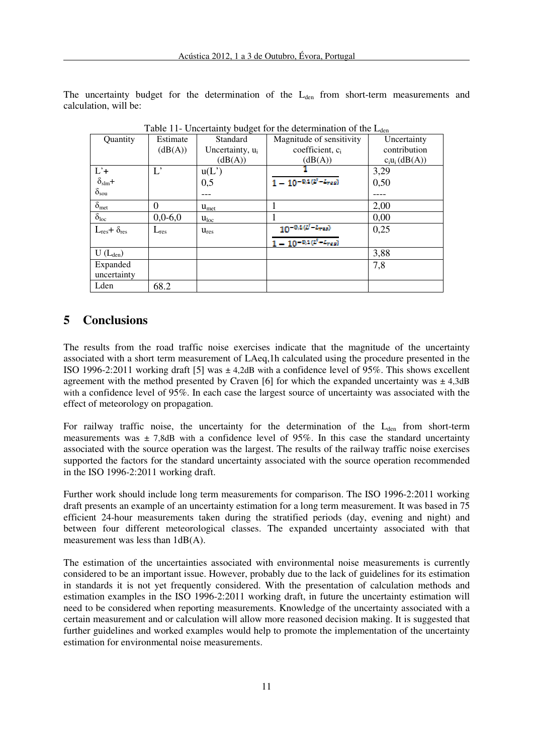The uncertainty budget for the determination of the $L_{den}$ from short-term measurements and calculation, will be:

Table 11- Uncertainty budget for the determination of the $L_{den}$

| Quantity | Estimate (dB(A)) | Standard Uncertainty, $u_i$ (dB(A)) | Magnitude of sensitivity coefficient, $c_i$ (dB(A)) | Uncertainty contribution $c_iu_i$ (dB(A)) |
|---|---|---|---|---|
| L'+ $\delta_{slm}$+ $\delta_{sou}$ | L' | u(L') 0,5 --- | $\frac{1}{1-10^{-0,1(L'-L_{res})}}$ | 3,29 0,50 ---- |
| $\delta_{met}$ | 0 | $u_{met}$ | 1 | 2,00 |
| $\delta_{loc}$ | 0,0-6,0 | $u_{loc}$ | 1 | 0,00 |
| $L_{res}$+ $\delta_{res}$ | $L_{res}$ | $u_{res}$ | $\frac{10^{-0,1(L'-L_{res})}}{1-10^{-0,1(L'-L_{res})}}$ | 0,25 |
| U ($L_{den}$) | | | | 3,88 |
| Expanded uncertainty | | | | 7,8 |
| Lden | 68.2 | | | |

## 5 Conclusions

The results from the road traffic noise exercises indicate that the magnitude of the uncertainty associated with a short term measurement of LAeq,1h calculated using the procedure presented in the ISO 1996-2:2011 working draft [5] was ± 4,2dB with a confidence level of 95%. This shows excellent agreement with the method presented by Craven [6] for which the expanded uncertainty was ± 4,3dB with a confidence level of 95%. In each case the largest source of uncertainty was associated with the effect of meteorology on propagation.

For railway traffic noise, the uncertainty for the determination of the $L_{den}$ from short-term measurements was ± 7,8dB with a confidence level of 95%. In this case the standard uncertainty associated with the source operation was the largest. The results of the railway traffic noise exercises supported the factors for the standard uncertainty associated with the source operation recommended in the ISO 1996-2:2011 working draft.

Further work should include long term measurements for comparison. The ISO 1996-2:2011 working draft presents an example of an uncertainty estimation for a long term measurement. It was based in 75 efficient 24-hour measurements taken during the stratified periods (day, evening and night) and between four different meteorological classes. The expanded uncertainty associated with that measurement was less than 1dB(A).

The estimation of the uncertainties associated with environmental noise measurements is currently considered to be an important issue. However, probably due to the lack of guidelines for its estimation in standards it is not yet frequently considered. With the presentation of calculation methods and estimation examples in the ISO 1996-2:2011 working draft, in future the uncertainty estimation will need to be considered when reporting measurements. Knowledge of the uncertainty associated with a certain measurement and or calculation will allow more reasoned decision making. It is suggested that further guidelines and worked examples would help to promote the implementation of the uncertainty estimation for environmental noise measurements.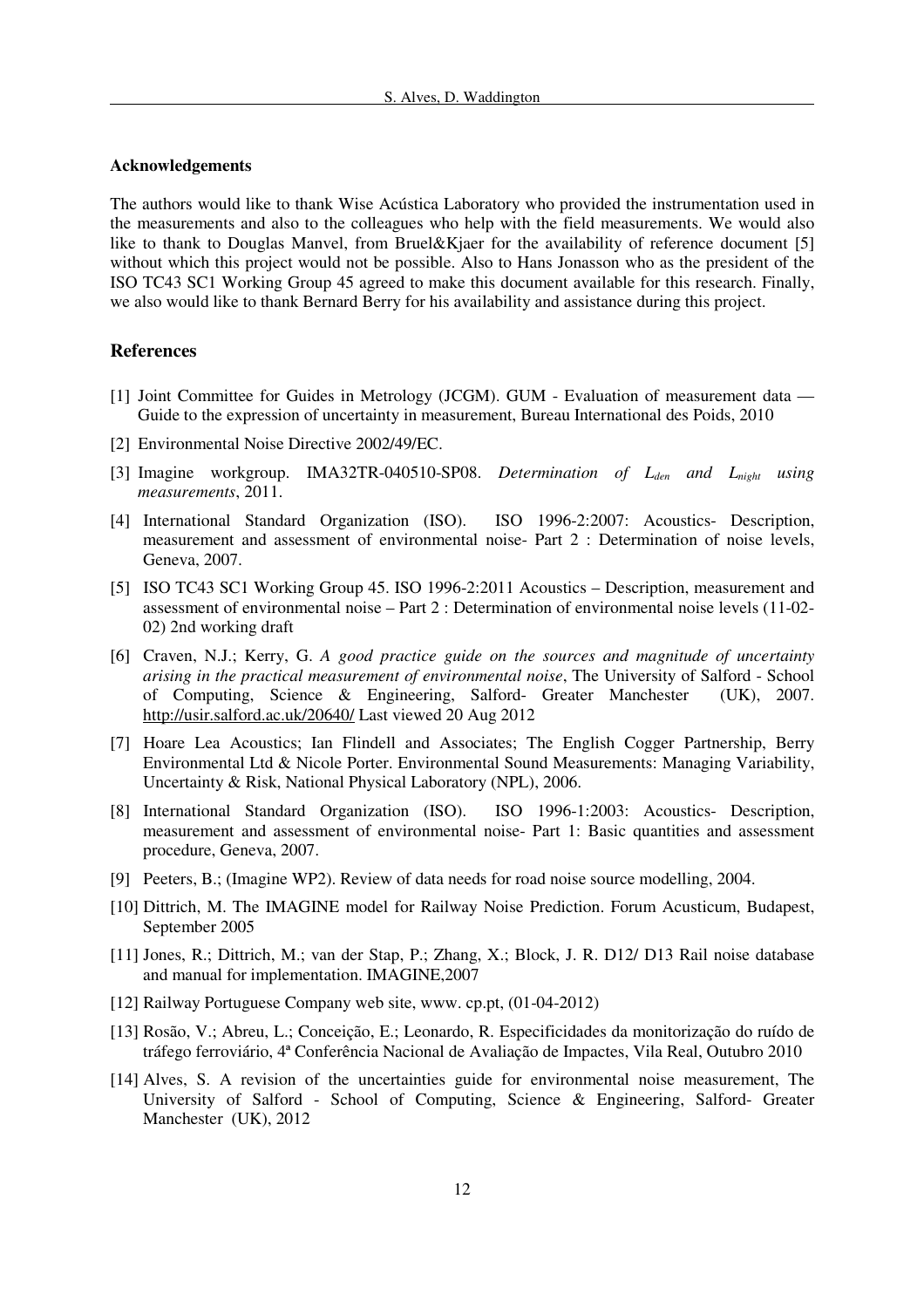**Acknowledgements**

The authors would like to thank Wise Acústica Laboratory who provided the instrumentation used in the measurements and also to the colleagues who help with the field measurements. We would also like to thank to Douglas Manvel, from Bruel&Kjaer for the availability of reference document [5] without which this project would not be possible. Also to Hans Jonasson who as the president of the ISO TC43 SC1 Working Group 45 agreed to make this document available for this research. Finally, we also would like to thank Bernard Berry for his availability and assistance during this project.

## References

[1] Joint Committee for Guides in Metrology (JCGM). GUM - Evaluation of measurement data — Guide to the expression of uncertainty in measurement, Bureau International des Poids, 2010

[2] Environmental Noise Directive 2002/49/EC.

[3] Imagine workgroup. IMA32TR-040510-SP08. *Determination of $L_{den}$ and $L_{night}$ using measurements*, 2011.

[4] International Standard Organization (ISO). ISO 1996-2:2007: Acoustics- Description, measurement and assessment of environmental noise- Part 2 : Determination of noise levels, Geneva, 2007.

[5] ISO TC43 SC1 Working Group 45. ISO 1996-2:2011 Acoustics – Description, measurement and assessment of environmental noise – Part 2 : Determination of environmental noise levels (11-02-02) 2nd working draft

[6] Craven, N.J.; Kerry, G. *A good practice guide on the sources and magnitude of uncertainty arising in the practical measurement of environmental noise*, The University of Salford - School of Computing, Science & Engineering, Salford- Greater Manchester (UK), 2007. http://usir.salford.ac.uk/20640/ Last viewed 20 Aug 2012

[7] Hoare Lea Acoustics; Ian Flindell and Associates; The English Cogger Partnership, Berry Environmental Ltd & Nicole Porter. Environmental Sound Measurements: Managing Variability, Uncertainty & Risk, National Physical Laboratory (NPL), 2006.

[8] International Standard Organization (ISO). ISO 1996-1:2003: Acoustics- Description, measurement and assessment of environmental noise- Part 1: Basic quantities and assessment procedure, Geneva, 2007.

[9] Peeters, B.; (Imagine WP2). Review of data needs for road noise source modelling, 2004.

[10] Dittrich, M. The IMAGINE model for Railway Noise Prediction. Forum Acusticum, Budapest, September 2005

[11] Jones, R.; Dittrich, M.; van der Stap, P.; Zhang, X.; Block, J. R. D12/ D13 Rail noise database and manual for implementation. IMAGINE,2007

[12] Railway Portuguese Company web site, www. cp.pt, (01-04-2012)

[13] Rosão, V.; Abreu, L.; Conceição, E.; Leonardo, R. Especificidades da monitorização do ruído de tráfego ferroviário, 4ª Conferência Nacional de Avaliação de Impactes, Vila Real, Outubro 2010

[14] Alves, S. A revision of the uncertainties guide for environmental noise measurement, The University of Salford - School of Computing, Science & Engineering, Salford- Greater Manchester (UK), 2012